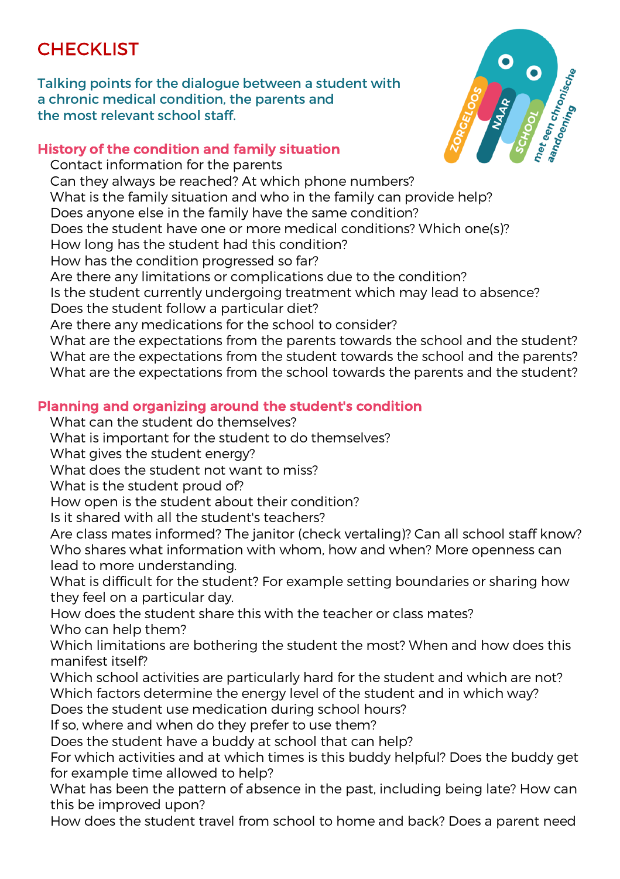# CHECKLIST

## Talking points for the dialogue between a student with a chronic medical condition, the parents and the most relevant school staff.

### History of the condition and family situation

- Contact information for the parents
- Can they always be reached? At which phone numbers?
- What is the family situation and who in the family can provide help?
- Does anyone else in the family have the same condition?
- Does the student have one or more medical conditions? Which one(s)?
- How long has the student had this condition?
- How has the condition progressed so far?
- Are there any limitations or complications due to the condition?
- Is the student currently undergoing treatment which may lead to absence?
- Does the student follow a particular diet?
- Are there any medications for the school to consider?
- What are the expectations from the parents towards the school and the student?
- What are the expectations from the student towards the school and the parents?
- What are the expectations from the school towards the parents and the student?

### Planning and organizing around the student's condition

- What can the student do themselves?
- What is important for the student to do themselves?
- What gives the student energy?
- What does the student not want to miss?
- What is the student proud of?
- How open is the student about their condition?
- Is it shared with all the student's teachers?
- Are class mates informed? The janitor (check vertaling)? Can all school staff know?
- Who shares what information with whom, how and when? More openness can lead to more understanding.
- What is difficult for the student? For example setting boundaries or sharing how they feel on a particular day.
- How does the student share this with the teacher or class mates?
- Who can help them?
- Which limitations are bothering the student the most? When and how does this manifest itself?
- Which school activities are particularly hard for the student and which are not?
- Which factors determine the energy level of the student and in which way?
- Does the student use medication during school hours?
- If so, where and when do they prefer to use them?
- Does the student have a buddy at school that can help?
- For which activities and at which times is this buddy helpful? Does the buddy get for example time allowed to help?
- What has been the pattern of absence in the past, including being late? How can this be improved upon?
- How does the student travel from school to home and back? Does a parent need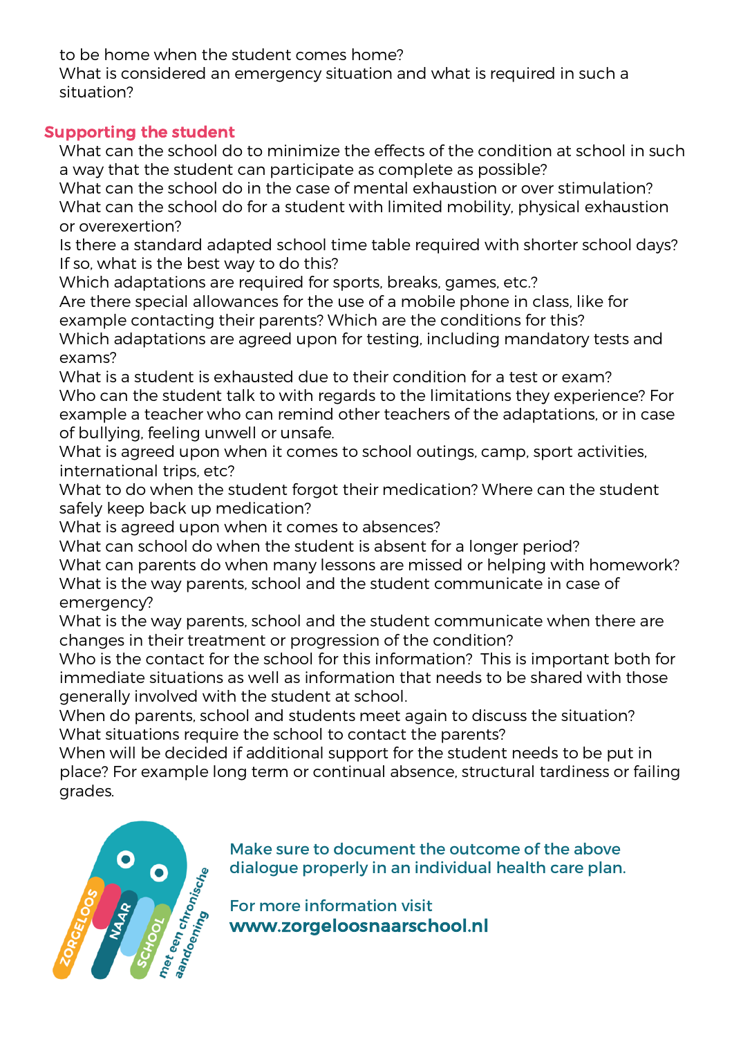to be home when the student comes home?
What is considered an emergency situation and what is required in such a situation?

## Supporting the student

What can the school do to minimize the effects of the condition at school in such a way that the student can participate as complete as possible?
What can the school do in the case of mental exhaustion or over stimulation?
What can the school do for a student with limited mobility, physical exhaustion or overexertion?
Is there a standard adapted school time table required with shorter school days? If so, what is the best way to do this?
Which adaptations are required for sports, breaks, games, etc.?
Are there special allowances for the use of a mobile phone in class, like for example contacting their parents? Which are the conditions for this?
Which adaptations are agreed upon for testing, including mandatory tests and exams?
What is a student is exhausted due to their condition for a test or exam?
Who can the student talk to with regards to the limitations they experience? For example a teacher who can remind other teachers of the adaptations, or in case of bullying, feeling unwell or unsafe.
What is agreed upon when it comes to school outings, camp, sport activities, international trips, etc?
What to do when the student forgot their medication? Where can the student safely keep back up medication?
What is agreed upon when it comes to absences?
What can school do when the student is absent for a longer period?
What can parents do when many lessons are missed or helping with homework?
What is the way parents, school and the student communicate in case of emergency?
What is the way parents, school and the student communicate when there are changes in their treatment or progression of the condition?
Who is the contact for the school for this information? This is important both for immediate situations as well as information that needs to be shared with those generally involved with the student at school.
When do parents, school and students meet again to discuss the situation?
What situations require the school to contact the parents?
When will be decided if additional support for the student needs to be put in place? For example long term or continual absence, structural tardiness or failing grades.

ZORGELOOS NAAR SCHOOL met een chronische aandoening

Make sure to document the outcome of the above dialogue properly in an individual health care plan.

For more information visit
**www.zorgeloosnaarschool.nl**